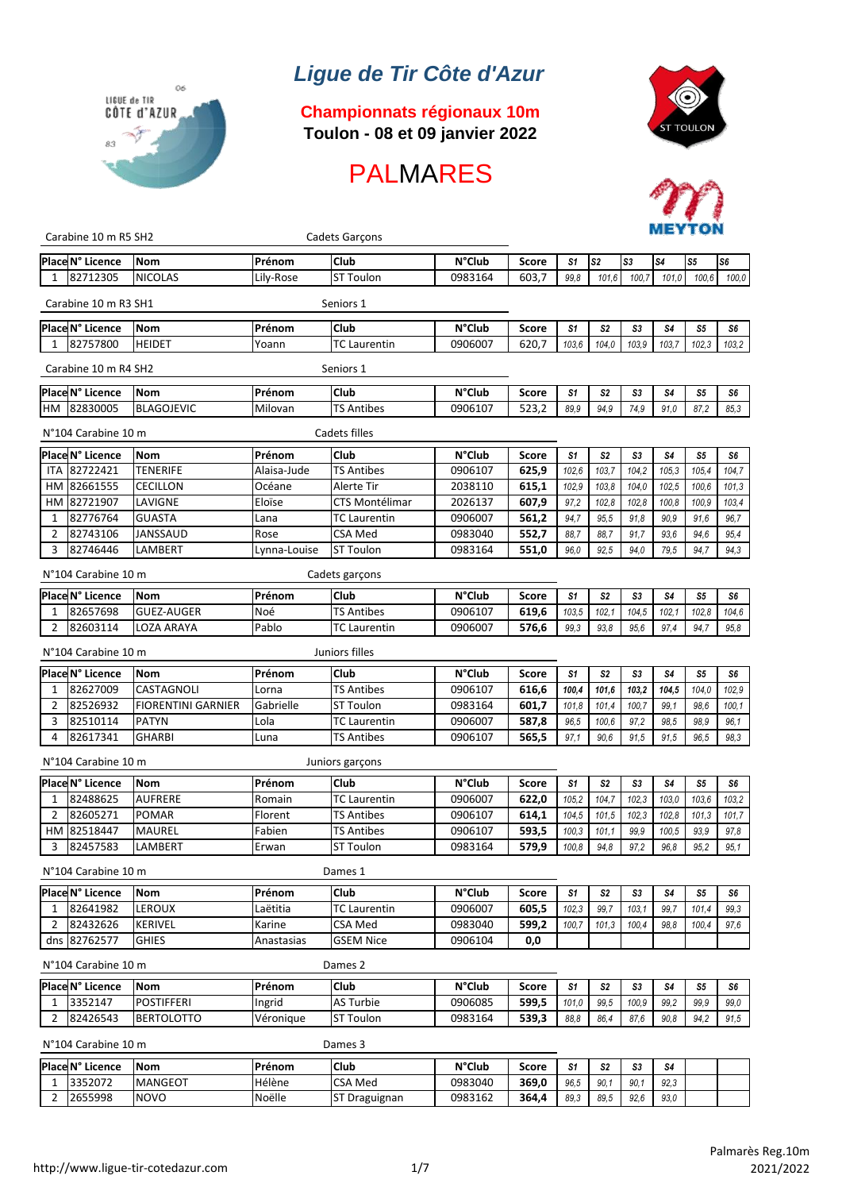# Ligue de Tir Côte d'Azur

## Championnats régionaux 10m

**Toulon - 08 et 09 janvier 2022**

# PALMARES

Carabine 10 m R5 SH2 — Cadets Garçons

| Place | N° Licence | Nom | Prénom | Club | N°Club | Score | S1 | S2 | S3 | S4 | S5 | S6 |
|---|---|---|---|---|---|---|---|---|---|---|---|---|
| 1 | 82712305 | NICOLAS | Lily-Rose | ST Toulon | 0983164 | 603,7 | 99,8 | 101,6 | 100,7 | 101,0 | 100,6 | 100,0 |

Carabine 10 m R3 SH1 — Seniors 1

| Place | N° Licence | Nom | Prénom | Club | N°Club | Score | S1 | S2 | S3 | S4 | S5 | S6 |
|---|---|---|---|---|---|---|---|---|---|---|---|---|
| 1 | 82757800 | HEIDET | Yoann | TC Laurentin | 0906007 | 620,7 | 103,6 | 104,0 | 103,9 | 103,7 | 102,3 | 103,2 |

Carabine 10 m R4 SH2 — Seniors 1

| Place | N° Licence | Nom | Prénom | Club | N°Club | Score | S1 | S2 | S3 | S4 | S5 | S6 |
|---|---|---|---|---|---|---|---|---|---|---|---|---|
| HM | 82830005 | BLAGOJEVIC | Milovan | TS Antibes | 0906107 | 523,2 | 89,9 | 94,9 | 74,9 | 91,0 | 87,2 | 85,3 |

N°104 Carabine 10 m — Cadets filles

| Place | N° Licence | Nom | Prénom | Club | N°Club | Score | S1 | S2 | S3 | S4 | S5 | S6 |
|---|---|---|---|---|---|---|---|---|---|---|---|---|
| ITA | 82722421 | TENERIFE | Alaisa-Jude | TS Antibes | 0906107 | **625,9** | 102,6 | 103,7 | 104,2 | 105,3 | 105,4 | 104,7 |
| HM | 82661555 | CECILLON | Océane | Alerte Tir | 2038110 | **615,1** | 102,9 | 103,8 | 104,0 | 102,5 | 100,6 | 101,3 |
| HM | 82721907 | LAVIGNE | Eloïse | CTS Montélimar | 2026137 | **607,9** | 97,2 | 102,8 | 102,8 | 100,8 | 100,9 | 103,4 |
| 1 | 82776764 | GUASTA | Lana | TC Laurentin | 0906007 | **561,2** | 94,7 | 95,5 | 91,8 | 90,9 | 91,6 | 96,7 |
| 2 | 82743106 | JANSSAUD | Rose | CSA Med | 0983040 | **552,7** | 88,7 | 88,7 | 91,7 | 93,6 | 94,6 | 95,4 |
| 3 | 82746446 | LAMBERT | Lynna-Louise | ST Toulon | 0983164 | **551,0** | 96,0 | 92,5 | 94,0 | 79,5 | 94,7 | 94,3 |

N°104 Carabine 10 m — Cadets garçons

| Place | N° Licence | Nom | Prénom | Club | N°Club | Score | S1 | S2 | S3 | S4 | S5 | S6 |
|---|---|---|---|---|---|---|---|---|---|---|---|---|
| 1 | 82657698 | GUEZ-AUGER | Noé | TS Antibes | 0906107 | **619,6** | 103,5 | 102,1 | 104,5 | 102,1 | 102,8 | 104,6 |
| 2 | 82603114 | LOZA ARAYA | Pablo | TC Laurentin | 0906007 | **576,6** | 99,3 | 93,8 | 95,6 | 97,4 | 94,7 | 95,8 |

N°104 Carabine 10 m — Juniors filles

| Place | N° Licence | Nom | Prénom | Club | N°Club | Score | S1 | S2 | S3 | S4 | S5 | S6 |
|---|---|---|---|---|---|---|---|---|---|---|---|---|
| 1 | 82627009 | CASTAGNOLI | Lorna | TS Antibes | 0906107 | **616,6** | **100,4** | **101,6** | **103,2** | **104,5** | 104,0 | 102,9 |
| 2 | 82526932 | FIORENTINI GARNIER | Gabrielle | ST Toulon | 0983164 | **601,7** | 101,8 | 101,4 | 100,7 | 99,1 | 98,6 | 100,1 |
| 3 | 82510114 | PATYN | Lola | TC Laurentin | 0906007 | **587,8** | 96,5 | 100,6 | 97,2 | 98,5 | 98,9 | 96,1 |
| 4 | 82617341 | GHARBI | Luna | TS Antibes | 0906107 | **565,5** | 97,1 | 90,6 | 91,5 | 91,5 | 96,5 | 98,3 |

N°104 Carabine 10 m — Juniors garçons

| Place | N° Licence | Nom | Prénom | Club | N°Club | Score | S1 | S2 | S3 | S4 | S5 | S6 |
|---|---|---|---|---|---|---|---|---|---|---|---|---|
| 1 | 82488625 | AUFRERE | Romain | TC Laurentin | 0906007 | **622,0** | 105,2 | 104,7 | 102,3 | 103,0 | 103,6 | 103,2 |
| 2 | 82605271 | POMAR | Florent | TS Antibes | 0906107 | **614,1** | 104,5 | 101,5 | 102,3 | 102,8 | 101,3 | 101,7 |
| HM | 82518447 | MAUREL | Fabien | TS Antibes | 0906107 | **593,5** | 100,3 | 101,1 | 99,9 | 100,5 | 93,9 | 97,8 |
| 3 | 82457583 | LAMBERT | Erwan | ST Toulon | 0983164 | **579,9** | 100,8 | 94,8 | 97,2 | 96,8 | 95,2 | 95,1 |

N°104 Carabine 10 m — Dames 1

| Place | N° Licence | Nom | Prénom | Club | N°Club | Score | S1 | S2 | S3 | S4 | S5 | S6 |
|---|---|---|---|---|---|---|---|---|---|---|---|---|
| 1 | 82641982 | LEROUX | Laëtitia | TC Laurentin | 0906007 | **605,5** | 102,3 | 99,7 | 103,1 | 99,7 | 101,4 | 99,3 |
| 2 | 82432626 | KERIVEL | Karine | CSA Med | 0983040 | **599,2** | 100,7 | 101,3 | 100,4 | 98,8 | 100,4 | 97,6 |
| dns | 82762577 | GHIES | Anastasias | GSEM Nice | 0906104 | **0,0** | | | | | | |

N°104 Carabine 10 m — Dames 2

| Place | N° Licence | Nom | Prénom | Club | N°Club | Score | S1 | S2 | S3 | S4 | S5 | S6 |
|---|---|---|---|---|---|---|---|---|---|---|---|---|
| 1 | 3352147 | POSTIFFERI | Ingrid | AS Turbie | 0906085 | **599,5** | 101,0 | 99,5 | 100,9 | 99,2 | 99,9 | 99,0 |
| 2 | 82426543 | BERTOLOTTO | Véronique | ST Toulon | 0983164 | **539,3** | 88,8 | 86,4 | 87,6 | 90,8 | 94,2 | 91,5 |

N°104 Carabine 10 m — Dames 3

| Place | N° Licence | Nom | Prénom | Club | N°Club | Score | S1 | S2 | S3 | S4 | | |
|---|---|---|---|---|---|---|---|---|---|---|---|---|
| 1 | 3352072 | MANGEOT | Hélène | CSA Med | 0983040 | **369,0** | 96,5 | 90,1 | 90,1 | 92,3 | | |
| 2 | 2655998 | NOVO | Noëlle | ST Draguignan | 0983162 | **364,4** | 89,3 | 89,5 | 92,6 | 93,0 | | |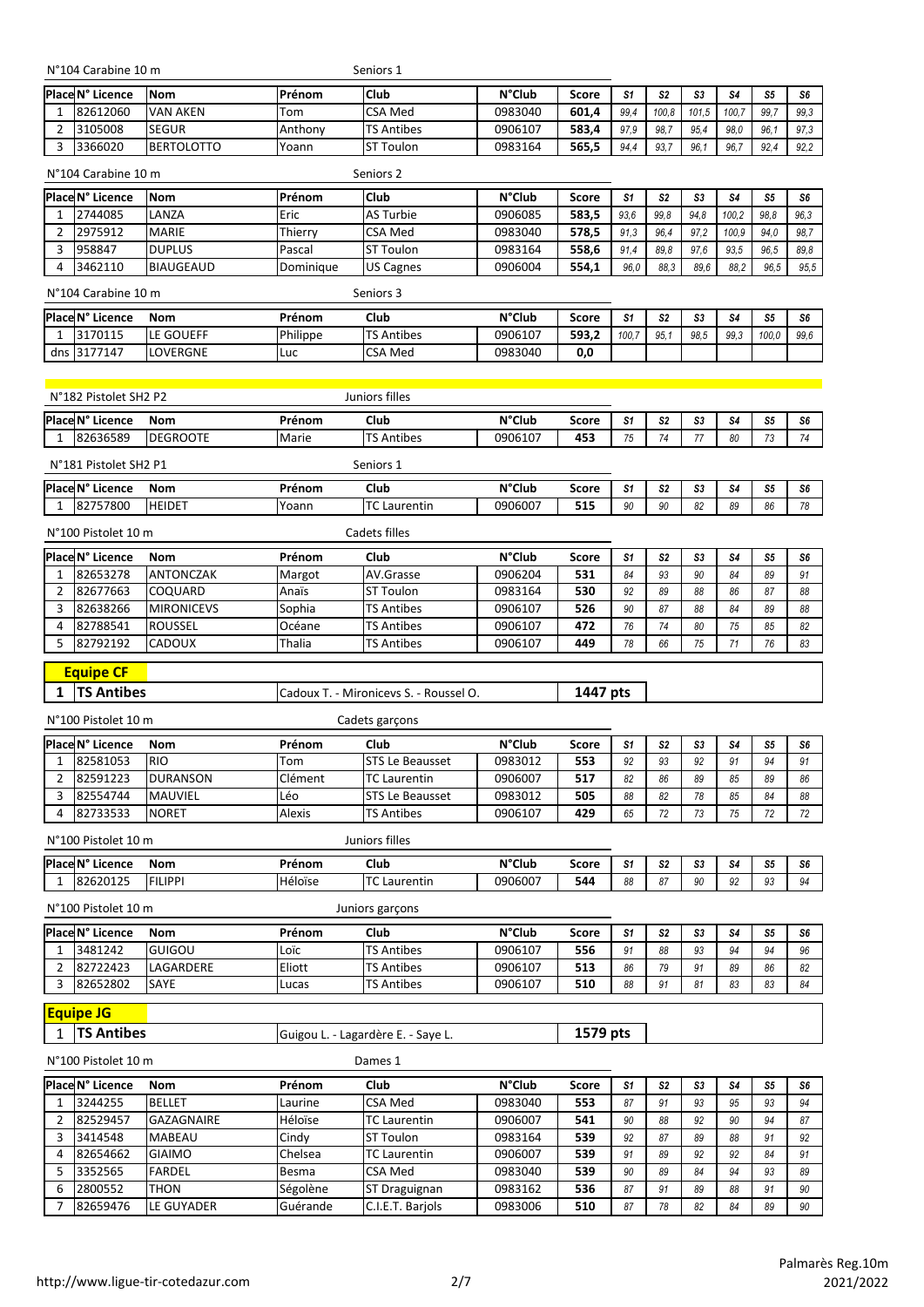N°104 Carabine 10 m — Seniors 1

| Place | N° Licence | Nom | Prénom | Club | N°Club | Score | S1 | S2 | S3 | S4 | S5 | S6 |
|---|---|---|---|---|---|---|---|---|---|---|---|---|
| 1 | 82612060 | VAN AKEN | Tom | CSA Med | 0983040 | **601,4** | 99,4 | 100,8 | 101,5 | 100,7 | 99,7 | 99,3 |
| 2 | 3105008 | SEGUR | Anthony | TS Antibes | 0906107 | **583,4** | 97,9 | 98,7 | 95,4 | 98,0 | 96,1 | 97,3 |
| 3 | 3366020 | BERTOLOTTO | Yoann | ST Toulon | 0983164 | **565,5** | 94,4 | 93,7 | 96,1 | 96,7 | 92,4 | 92,2 |

N°104 Carabine 10 m — Seniors 2

| Place | N° Licence | Nom | Prénom | Club | N°Club | Score | S1 | S2 | S3 | S4 | S5 | S6 |
|---|---|---|---|---|---|---|---|---|---|---|---|---|
| 1 | 2744085 | LANZA | Eric | AS Turbie | 0906085 | **583,5** | 93,6 | 99,8 | 94,8 | 100,2 | 98,8 | 96,3 |
| 2 | 2975912 | MARIE | Thierry | CSA Med | 0983040 | **578,5** | 91,3 | 96,4 | 97,2 | 100,9 | 94,0 | 98,7 |
| 3 | 958847 | DUPLUS | Pascal | ST Toulon | 0983164 | **558,6** | 91,4 | 89,8 | 97,6 | 93,5 | 96,5 | 89,8 |
| 4 | 3462110 | BIAUGEAUD | Dominique | US Cagnes | 0906004 | **554,1** | 96,0 | 88,3 | 89,6 | 88,2 | 96,5 | 95,5 |

N°104 Carabine 10 m — Seniors 3

| Place | N° Licence | Nom | Prénom | Club | N°Club | Score | S1 | S2 | S3 | S4 | S5 | S6 |
|---|---|---|---|---|---|---|---|---|---|---|---|---|
| 1 | 3170115 | LE GOUEFF | Philippe | TS Antibes | 0906107 | **593,2** | 100,7 | 95,1 | 98,5 | 99,3 | 100,0 | 99,6 |
| dns | 3177147 | LOVERGNE | Luc | CSA Med | 0983040 | **0,0** | | | | | | |

N°182 Pistolet SH2 P2 — Juniors filles

| Place | N° Licence | Nom | Prénom | Club | N°Club | Score | S1 | S2 | S3 | S4 | S5 | S6 |
|---|---|---|---|---|---|---|---|---|---|---|---|---|
| 1 | 82636589 | DEGROOTE | Marie | TS Antibes | 0906107 | **453** | 75 | 74 | 77 | 80 | 73 | 74 |

N°181 Pistolet SH2 P1 — Seniors 1

| Place | N° Licence | Nom | Prénom | Club | N°Club | Score | S1 | S2 | S3 | S4 | S5 | S6 |
|---|---|---|---|---|---|---|---|---|---|---|---|---|
| 1 | 82757800 | HEIDET | Yoann | TC Laurentin | 0906007 | **515** | 90 | 90 | 82 | 89 | 86 | 78 |

N°100 Pistolet 10 m — Cadets filles

| Place | N° Licence | Nom | Prénom | Club | N°Club | Score | S1 | S2 | S3 | S4 | S5 | S6 |
|---|---|---|---|---|---|---|---|---|---|---|---|---|
| 1 | 82653278 | ANTONCZAK | Margot | AV.Grasse | 0906204 | **531** | 84 | 93 | 90 | 84 | 89 | 91 |
| 2 | 82677663 | COQUARD | Anaïs | ST Toulon | 0983164 | **530** | 92 | 89 | 88 | 86 | 87 | 88 |
| 3 | 82638266 | MIRONICEVS | Sophia | TS Antibes | 0906107 | **526** | 90 | 87 | 88 | 84 | 89 | 88 |
| 4 | 82788541 | ROUSSEL | Océane | TS Antibes | 0906107 | **472** | 76 | 74 | 80 | 75 | 85 | 82 |
| 5 | 82792192 | CADOUX | Thalia | TS Antibes | 0906107 | **449** | 78 | 66 | 75 | 71 | 76 | 83 |

**Equipe CF**

| Place | Club | Tireurs | Score |
|---|---|---|---|
| **1** | **TS Antibes** | Cadoux T. - Mironicevs S. - Roussel O. | **1447 pts** |

N°100 Pistolet 10 m — Cadets garçons

| Place | N° Licence | Nom | Prénom | Club | N°Club | Score | S1 | S2 | S3 | S4 | S5 | S6 |
|---|---|---|---|---|---|---|---|---|---|---|---|---|
| 1 | 82581053 | RIO | Tom | STS Le Beausset | 0983012 | **553** | 92 | 93 | 92 | 91 | 94 | 91 |
| 2 | 82591223 | DURANSON | Clément | TC Laurentin | 0906007 | **517** | 82 | 86 | 89 | 85 | 89 | 86 |
| 3 | 82554744 | MAUVIEL | Léo | STS Le Beausset | 0983012 | **505** | 88 | 82 | 78 | 85 | 84 | 88 |
| 4 | 82733533 | NORET | Alexis | TS Antibes | 0906107 | **429** | 65 | 72 | 73 | 75 | 72 | 72 |

N°100 Pistolet 10 m — Juniors filles

| Place | N° Licence | Nom | Prénom | Club | N°Club | Score | S1 | S2 | S3 | S4 | S5 | S6 |
|---|---|---|---|---|---|---|---|---|---|---|---|---|
| 1 | 82620125 | FILIPPI | Héloïse | TC Laurentin | 0906007 | **544** | 88 | 87 | 90 | 92 | 93 | 94 |

N°100 Pistolet 10 m — Juniors garçons

| Place | N° Licence | Nom | Prénom | Club | N°Club | Score | S1 | S2 | S3 | S4 | S5 | S6 |
|---|---|---|---|---|---|---|---|---|---|---|---|---|
| 1 | 3481242 | GUIGOU | Loïc | TS Antibes | 0906107 | **556** | 91 | 88 | 93 | 94 | 94 | 96 |
| 2 | 82722423 | LAGARDERE | Eliott | TS Antibes | 0906107 | **513** | 86 | 79 | 91 | 89 | 86 | 82 |
| 3 | 82652802 | SAYE | Lucas | TS Antibes | 0906107 | **510** | 88 | 91 | 81 | 83 | 83 | 84 |

**Equipe JG**

| Place | Club | Tireurs | Score |
|---|---|---|---|
| **1** | **TS Antibes** | Guigou L. - Lagardère E. - Saye L. | **1579 pts** |

N°100 Pistolet 10 m — Dames 1

| Place | N° Licence | Nom | Prénom | Club | N°Club | Score | S1 | S2 | S3 | S4 | S5 | S6 |
|---|---|---|---|---|---|---|---|---|---|---|---|---|
| 1 | 3244255 | BELLET | Laurine | CSA Med | 0983040 | **553** | 87 | 91 | 93 | 95 | 93 | 94 |
| 2 | 82529457 | GAZAGNAIRE | Héloïse | TC Laurentin | 0906007 | **541** | 90 | 88 | 92 | 90 | 94 | 87 |
| 3 | 3414548 | MABEAU | Cindy | ST Toulon | 0983164 | **539** | 92 | 87 | 89 | 88 | 91 | 92 |
| 4 | 82654662 | GIAIMO | Chelsea | TC Laurentin | 0906007 | **539** | 91 | 89 | 92 | 92 | 84 | 91 |
| 5 | 3352565 | FARDEL | Besma | CSA Med | 0983040 | **539** | 90 | 89 | 84 | 94 | 93 | 89 |
| 6 | 2800552 | THON | Ségolène | ST Draguignan | 0983162 | **536** | 87 | 91 | 89 | 88 | 91 | 90 |
| 7 | 82659476 | LE GUYADER | Guérande | C.I.E.T. Barjols | 0983006 | **510** | 87 | 78 | 82 | 84 | 89 | 90 |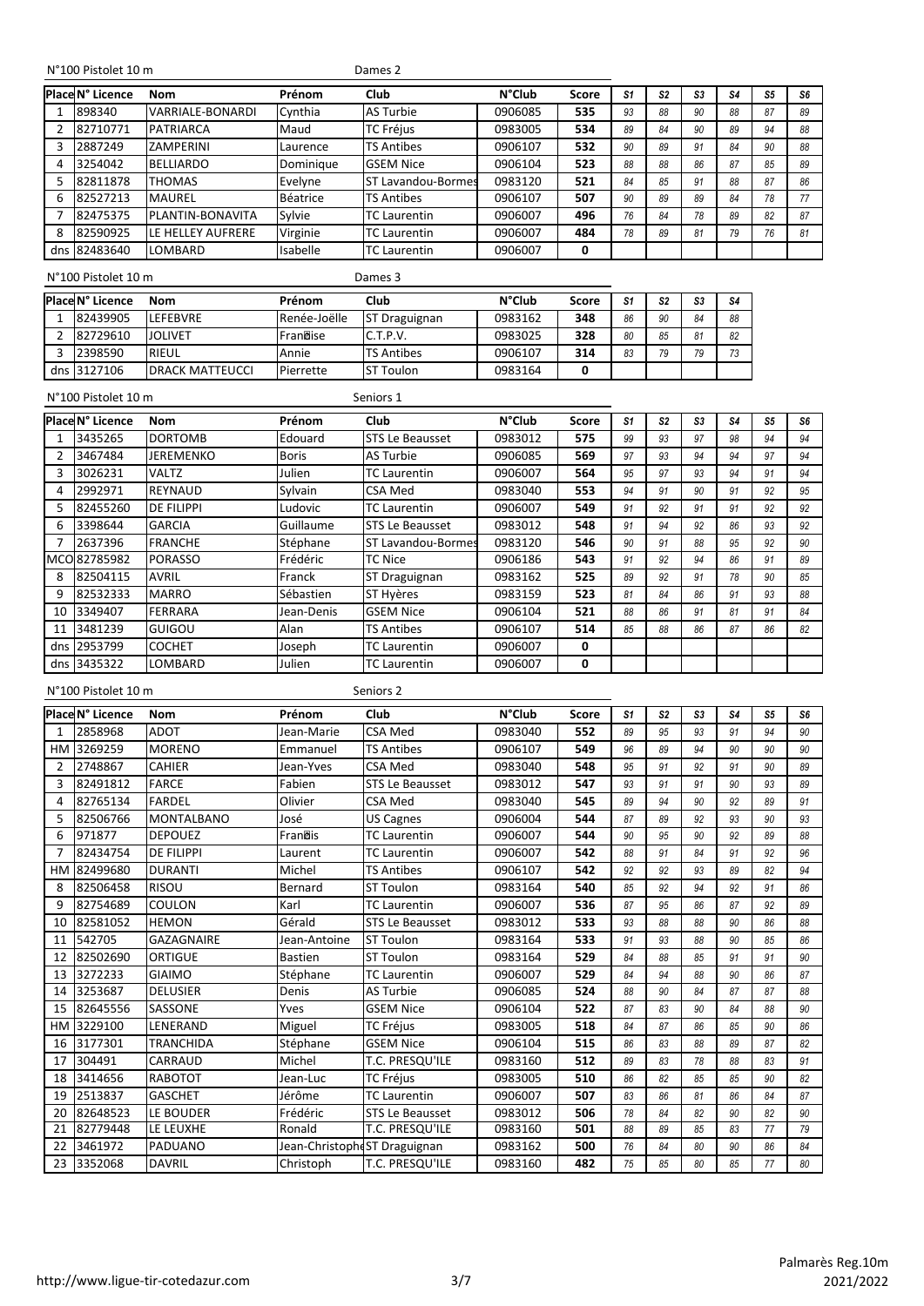N°100 Pistolet 10 m — Dames 2

| Place | N° Licence | Nom | Prénom | Club | N°Club | Score | S1 | S2 | S3 | S4 | S5 | S6 |
|---|---|---|---|---|---|---|---|---|---|---|---|---|
| 1 | 898340 | VARRIALE-BONARDI | Cynthia | AS Turbie | 0906085 | **535** | 93 | 88 | 90 | 88 | 87 | 89 |
| 2 | 82710771 | PATRIARCA | Maud | TC Fréjus | 0983005 | **534** | 89 | 84 | 90 | 89 | 94 | 88 |
| 3 | 2887249 | ZAMPERINI | Laurence | TS Antibes | 0906107 | **532** | 90 | 89 | 91 | 84 | 90 | 88 |
| 4 | 3254042 | BELLIARDO | Dominique | GSEM Nice | 0906104 | **523** | 88 | 88 | 86 | 87 | 85 | 89 |
| 5 | 82811878 | THOMAS | Evelyne | ST Lavandou-Bormes | 0983120 | **521** | 84 | 85 | 91 | 88 | 87 | 86 |
| 6 | 82527213 | MAUREL | Béatrice | TS Antibes | 0906107 | **507** | 90 | 89 | 89 | 84 | 78 | 77 |
| 7 | 82475375 | PLANTIN-BONAVITA | Sylvie | TC Laurentin | 0906007 | **496** | 76 | 84 | 78 | 89 | 82 | 87 |
| 8 | 82590925 | LE HELLEY AUFRERE | Virginie | TC Laurentin | 0906007 | **484** | 78 | 89 | 81 | 79 | 76 | 81 |
| dns | 82483640 | LOMBARD | Isabelle | TC Laurentin | 0906007 | **0** | | | | | | |

N°100 Pistolet 10 m — Dames 3

| Place | N° Licence | Nom | Prénom | Club | N°Club | Score | S1 | S2 | S3 | S4 |
|---|---|---|---|---|---|---|---|---|---|---|
| 1 | 82439905 | LEFEBVRE | Renée-Joëlle | ST Draguignan | 0983162 | **348** | 86 | 90 | 84 | 88 |
| 2 | 82729610 | JOLIVET | Fran�ise | C.T.P.V. | 0983025 | **328** | 80 | 85 | 81 | 82 |
| 3 | 2398590 | RIEUL | Annie | TS Antibes | 0906107 | **314** | 83 | 79 | 79 | 73 |
| dns | 3127106 | DRACK MATTEUCCI | Pierrette | ST Toulon | 0983164 | **0** | | | | |

N°100 Pistolet 10 m — Seniors 1

| Place | N° Licence | Nom | Prénom | Club | N°Club | Score | S1 | S2 | S3 | S4 | S5 | S6 |
|---|---|---|---|---|---|---|---|---|---|---|---|---|
| 1 | 3435265 | DORTOMB | Edouard | STS Le Beausset | 0983012 | **575** | 99 | 93 | 97 | 98 | 94 | 94 |
| 2 | 3467484 | JEREMENKO | Boris | AS Turbie | 0906085 | **569** | 97 | 93 | 94 | 94 | 97 | 94 |
| 3 | 3026231 | VALTZ | Julien | TC Laurentin | 0906007 | **564** | 95 | 97 | 93 | 94 | 91 | 94 |
| 4 | 2992971 | REYNAUD | Sylvain | CSA Med | 0983040 | **553** | 94 | 91 | 90 | 91 | 92 | 95 |
| 5 | 82455260 | DE FILIPPI | Ludovic | TC Laurentin | 0906007 | **549** | 91 | 92 | 91 | 91 | 92 | 92 |
| 6 | 3398644 | GARCIA | Guillaume | STS Le Beausset | 0983012 | **548** | 91 | 94 | 92 | 86 | 93 | 92 |
| 7 | 2637396 | FRANCHE | Stéphane | ST Lavandou-Bormes | 0983120 | **546** | 90 | 91 | 88 | 95 | 92 | 90 |
| MCO | 82785982 | PORASSO | Frédéric | TC Nice | 0906186 | **543** | 91 | 92 | 94 | 86 | 91 | 89 |
| 8 | 82504115 | AVRIL | Franck | ST Draguignan | 0983162 | **525** | 89 | 92 | 91 | 78 | 90 | 85 |
| 9 | 82532333 | MARRO | Sébastien | ST Hyères | 0983159 | **523** | 81 | 84 | 86 | 91 | 93 | 88 |
| 10 | 3349407 | FERRARA | Jean-Denis | GSEM Nice | 0906104 | **521** | 88 | 86 | 91 | 81 | 91 | 84 |
| 11 | 3481239 | GUIGOU | Alan | TS Antibes | 0906107 | **514** | 85 | 88 | 86 | 87 | 86 | 82 |
| dns | 2953799 | COCHET | Joseph | TC Laurentin | 0906007 | **0** | | | | | | |
| dns | 3435322 | LOMBARD | Julien | TC Laurentin | 0906007 | **0** | | | | | | |

N°100 Pistolet 10 m — Seniors 2

| Place | N° Licence | Nom | Prénom | Club | N°Club | Score | S1 | S2 | S3 | S4 | S5 | S6 |
|---|---|---|---|---|---|---|---|---|---|---|---|---|
| 1 | 2858968 | ADOT | Jean-Marie | CSA Med | 0983040 | **552** | 89 | 95 | 93 | 91 | 94 | 90 |
| HM | 3269259 | MORENO | Emmanuel | TS Antibes | 0906107 | **549** | 96 | 89 | 94 | 90 | 90 | 90 |
| 2 | 2748867 | CAHIER | Jean-Yves | CSA Med | 0983040 | **548** | 95 | 91 | 92 | 91 | 90 | 89 |
| 3 | 82491812 | FARCE | Fabien | STS Le Beausset | 0983012 | **547** | 93 | 91 | 91 | 90 | 93 | 89 |
| 4 | 82765134 | FARDEL | Olivier | CSA Med | 0983040 | **545** | 89 | 94 | 90 | 92 | 89 | 91 |
| 5 | 82506766 | MONTALBANO | José | US Cagnes | 0906004 | **544** | 87 | 89 | 92 | 93 | 90 | 93 |
| 6 | 971877 | DEPOUEZ | Fran�is | TC Laurentin | 0906007 | **544** | 90 | 95 | 90 | 92 | 89 | 88 |
| 7 | 82434754 | DE FILIPPI | Laurent | TC Laurentin | 0906007 | **542** | 88 | 91 | 84 | 91 | 92 | 96 |
| HM | 82499680 | DURANTI | Michel | TS Antibes | 0906107 | **542** | 92 | 92 | 93 | 89 | 82 | 94 |
| 8 | 82506458 | RISOU | Bernard | ST Toulon | 0983164 | **540** | 85 | 92 | 94 | 92 | 91 | 86 |
| 9 | 82754689 | COULON | Karl | TC Laurentin | 0906007 | **536** | 87 | 95 | 86 | 87 | 92 | 89 |
| 10 | 82581052 | HEMON | Gérald | STS Le Beausset | 0983012 | **533** | 93 | 88 | 88 | 90 | 86 | 88 |
| 11 | 542705 | GAZAGNAIRE | Jean-Antoine | ST Toulon | 0983164 | **533** | 91 | 93 | 88 | 90 | 85 | 86 |
| 12 | 82502690 | ORTIGUE | Bastien | ST Toulon | 0983164 | **529** | 84 | 88 | 85 | 91 | 91 | 90 |
| 13 | 3272233 | GIAIMO | Stéphane | TC Laurentin | 0906007 | **529** | 84 | 94 | 88 | 90 | 86 | 87 |
| 14 | 3253687 | DELUSIER | Denis | AS Turbie | 0906085 | **524** | 88 | 90 | 84 | 87 | 87 | 88 |
| 15 | 82645556 | SASSONE | Yves | GSEM Nice | 0906104 | **522** | 87 | 83 | 90 | 84 | 88 | 90 |
| HM | 3229100 | LENERAND | Miguel | TC Fréjus | 0983005 | **518** | 84 | 87 | 86 | 85 | 90 | 86 |
| 16 | 3177301 | TRANCHIDA | Stéphane | GSEM Nice | 0906104 | **515** | 86 | 83 | 88 | 89 | 87 | 82 |
| 17 | 304491 | CARRAUD | Michel | T.C. PRESQU'ILE | 0983160 | **512** | 89 | 83 | 78 | 88 | 83 | 91 |
| 18 | 3414656 | RABOTOT | Jean-Luc | TC Fréjus | 0983005 | **510** | 86 | 82 | 85 | 85 | 90 | 82 |
| 19 | 2513837 | GASCHET | Jérôme | TC Laurentin | 0906007 | **507** | 83 | 86 | 81 | 86 | 84 | 87 |
| 20 | 82648523 | LE BOUDER | Frédéric | STS Le Beausset | 0983012 | **506** | 78 | 84 | 82 | 90 | 82 | 90 |
| 21 | 82779448 | LE LEUXHE | Ronald | T.C. PRESQU'ILE | 0983160 | **501** | 88 | 89 | 85 | 83 | 77 | 79 |
| 22 | 3461972 | PADUANO | Jean-Christophe | ST Draguignan | 0983162 | **500** | 76 | 84 | 80 | 90 | 86 | 84 |
| 23 | 3352068 | DAVRIL | Christoph | T.C. PRESQU'ILE | 0983160 | **482** | 75 | 85 | 80 | 85 | 77 | 80 |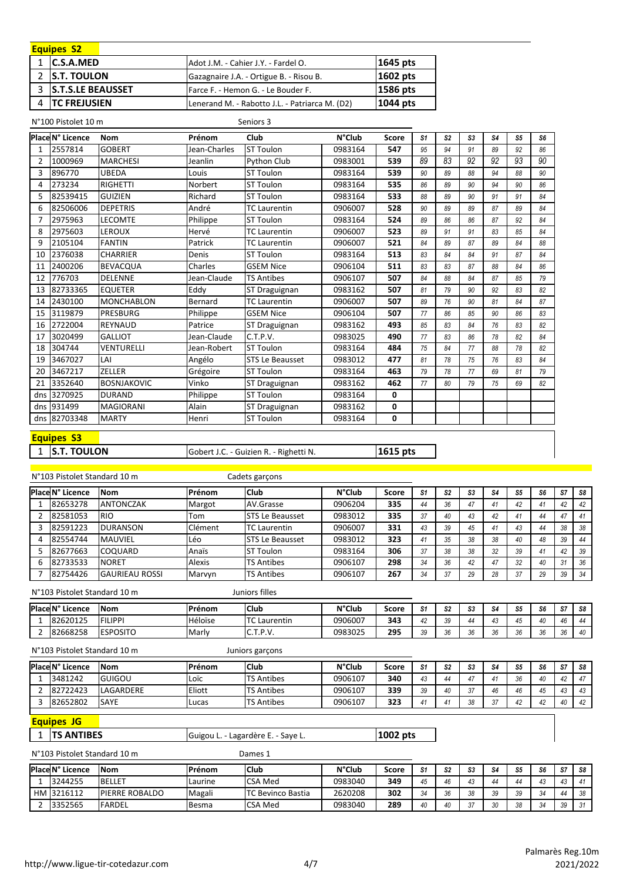**Equipes S2**

| | | | |
|---|---|---|---|
| 1 | **C.S.A.MED** | Adot J.M. - Cahier J.Y. - Fardel O. | **1645 pts** |
| 2 | **S.T. TOULON** | Gazagnaire J.A. - Ortigue B. - Risou B. | **1602 pts** |
| 3 | **S.T.S.LE BEAUSSET** | Farce F. - Hemon G. - Le Bouder F. | **1586 pts** |
| 4 | **TC FREJUSIEN** | Lenerand M. - Rabotto J.L. - Patriarca M. (D2) | **1044 pts** |

N°100 Pistolet 10 m — Seniors 3

| Place | N° Licence | Nom | Prénom | Club | N°Club | Score | S1 | S2 | S3 | S4 | S5 | S6 |
|---|---|---|---|---|---|---|---|---|---|---|---|---|
| 1 | 2557814 | GOBERT | Jean-Charles | ST Toulon | 0983164 | **547** | 95 | 94 | 91 | 89 | 92 | 86 |
| 2 | 1000969 | MARCHESI | Jeanlin | Python Club | 0983001 | **539** | 89 | 83 | 92 | 92 | 93 | 90 |
| 3 | 896770 | UBEDA | Louis | ST Toulon | 0983164 | **539** | 90 | 89 | 88 | 94 | 88 | 90 |
| 4 | 273234 | RIGHETTI | Norbert | ST Toulon | 0983164 | **535** | 86 | 89 | 90 | 94 | 90 | 86 |
| 5 | 82539415 | GUIZIEN | Richard | ST Toulon | 0983164 | **533** | 88 | 89 | 90 | 91 | 91 | 84 |
| 6 | 82506006 | DEPETRIS | André | TC Laurentin | 0906007 | **528** | 90 | 89 | 89 | 87 | 89 | 84 |
| 7 | 2975963 | LECOMTE | Philippe | ST Toulon | 0983164 | **524** | 89 | 86 | 86 | 87 | 92 | 84 |
| 8 | 2975603 | LEROUX | Hervé | TC Laurentin | 0906007 | **523** | 89 | 91 | 91 | 83 | 85 | 84 |
| 9 | 2105104 | FANTIN | Patrick | TC Laurentin | 0906007 | **521** | 84 | 89 | 87 | 89 | 84 | 88 |
| 10 | 2376038 | CHARRIER | Denis | ST Toulon | 0983164 | **513** | 83 | 84 | 84 | 91 | 87 | 84 |
| 11 | 2400206 | BEVACQUA | Charles | GSEM Nice | 0906104 | **511** | 83 | 83 | 87 | 88 | 84 | 86 |
| 12 | 776703 | DELENNE | Jean-Claude | TS Antibes | 0906107 | **507** | 84 | 88 | 84 | 87 | 85 | 79 |
| 13 | 82733365 | EQUETER | Eddy | ST Draguignan | 0983162 | **507** | 81 | 79 | 90 | 92 | 83 | 82 |
| 14 | 2430100 | MONCHABLON | Bernard | TC Laurentin | 0906007 | **507** | 89 | 76 | 90 | 81 | 84 | 87 |
| 15 | 3119879 | PRESBURG | Philippe | GSEM Nice | 0906104 | **507** | 77 | 86 | 85 | 90 | 86 | 83 |
| 16 | 2722004 | REYNAUD | Patrice | ST Draguignan | 0983162 | **493** | 85 | 83 | 84 | 76 | 83 | 82 |
| 17 | 3020499 | GALLIOT | Jean-Claude | C.T.P.V. | 0983025 | **490** | 77 | 83 | 86 | 78 | 82 | 84 |
| 18 | 304744 | VENTURELLI | Jean-Robert | ST Toulon | 0983164 | **484** | 75 | 84 | 77 | 88 | 78 | 82 |
| 19 | 3467027 | LAI | Angélo | STS Le Beausset | 0983012 | **477** | 81 | 78 | 75 | 76 | 83 | 84 |
| 20 | 3467217 | ZELLER | Grégoire | ST Toulon | 0983164 | **463** | 79 | 78 | 77 | 69 | 81 | 79 |
| 21 | 3352640 | BOSNJAKOVIC | Vinko | ST Draguignan | 0983162 | **462** | 77 | 80 | 79 | 75 | 69 | 82 |
| dns | 3270925 | DURAND | Philippe | ST Toulon | 0983164 | **0** | | | | | | |
| dns | 931499 | MAGIORANI | Alain | ST Draguignan | 0983162 | **0** | | | | | | |
| dns | 82703348 | MARTY | Henri | ST Toulon | 0983164 | **0** | | | | | | |

**Equipes S3**

| | | | |
|---|---|---|---|
| 1 | **S.T. TOULON** | Gobert J.C. - Guizien R. - Righetti N. | **1615 pts** |

N°103 Pistolet Standard 10 m — Cadets garçons

| Place | N° Licence | Nom | Prénom | Club | N°Club | Score | S1 | S2 | S3 | S4 | S5 | S6 | S7 | S8 |
|---|---|---|---|---|---|---|---|---|---|---|---|---|---|---|
| 1 | 82653278 | ANTONCZAK | Margot | AV.Grasse | 0906204 | **335** | 44 | 36 | 47 | 41 | 42 | 41 | 42 | 42 |
| 2 | 82581053 | RIO | Tom | STS Le Beausset | 0983012 | **335** | 37 | 40 | 43 | 42 | 41 | 44 | 47 | 41 |
| 3 | 82591223 | DURANSON | Clément | TC Laurentin | 0906007 | **331** | 43 | 39 | 45 | 41 | 43 | 44 | 38 | 38 |
| 4 | 82554744 | MAUVIEL | Léo | STS Le Beausset | 0983012 | **323** | 41 | 35 | 38 | 38 | 40 | 48 | 39 | 44 |
| 5 | 82677663 | COQUARD | Anaïs | ST Toulon | 0983164 | **306** | 37 | 38 | 38 | 32 | 39 | 41 | 42 | 39 |
| 6 | 82733533 | NORET | Alexis | TS Antibes | 0906107 | **298** | 34 | 36 | 42 | 47 | 32 | 40 | 31 | 36 |
| 7 | 82754426 | GAURIEAU ROSSI | Marvyn | TS Antibes | 0906107 | **267** | 34 | 37 | 29 | 28 | 37 | 29 | 39 | 34 |

N°103 Pistolet Standard 10 m — Juniors filles

| Place | N° Licence | Nom | Prénom | Club | N°Club | Score | S1 | S2 | S3 | S4 | S5 | S6 | S7 | S8 |
|---|---|---|---|---|---|---|---|---|---|---|---|---|---|---|
| 1 | 82620125 | FILIPPI | Héloïse | TC Laurentin | 0906007 | **343** | 42 | 39 | 44 | 43 | 45 | 40 | 46 | 44 |
| 2 | 82668258 | ESPOSITO | Marly | C.T.P.V. | 0983025 | **295** | 39 | 36 | 36 | 36 | 36 | 36 | 36 | 40 |

N°103 Pistolet Standard 10 m — Juniors garçons

| Place | N° Licence | Nom | Prénom | Club | N°Club | Score | S1 | S2 | S3 | S4 | S5 | S6 | S7 | S8 |
|---|---|---|---|---|---|---|---|---|---|---|---|---|---|---|
| 1 | 3481242 | GUIGOU | Loïc | TS Antibes | 0906107 | **340** | 43 | 44 | 47 | 41 | 36 | 40 | 42 | 47 |
| 2 | 82722423 | LAGARDERE | Eliott | TS Antibes | 0906107 | **339** | 39 | 40 | 37 | 46 | 46 | 45 | 43 | 43 |
| 3 | 82652802 | SAYE | Lucas | TS Antibes | 0906107 | **323** | 41 | 41 | 38 | 37 | 42 | 42 | 40 | 42 |

**Equipes JG**

| | | | |
|---|---|---|---|
| 1 | **TS ANTIBES** | Guigou L. - Lagardère E. - Saye L. | **1002 pts** |

N°103 Pistolet Standard 10 m — Dames 1

| Place | N° Licence | Nom | Prénom | Club | N°Club | Score | S1 | S2 | S3 | S4 | S5 | S6 | S7 | S8 |
|---|---|---|---|---|---|---|---|---|---|---|---|---|---|---|
| 1 | 3244255 | BELLET | Laurine | CSA Med | 0983040 | **349** | 45 | 46 | 43 | 44 | 44 | 43 | 43 | 41 |
| HM | 3216112 | PIERRE ROBALDO | Magali | TC Bevinco Bastia | 2620208 | **302** | 34 | 36 | 38 | 39 | 39 | 34 | 44 | 38 |
| 2 | 3352565 | FARDEL | Besma | CSA Med | 0983040 | **289** | 40 | 40 | 37 | 30 | 38 | 34 | 39 | 31 |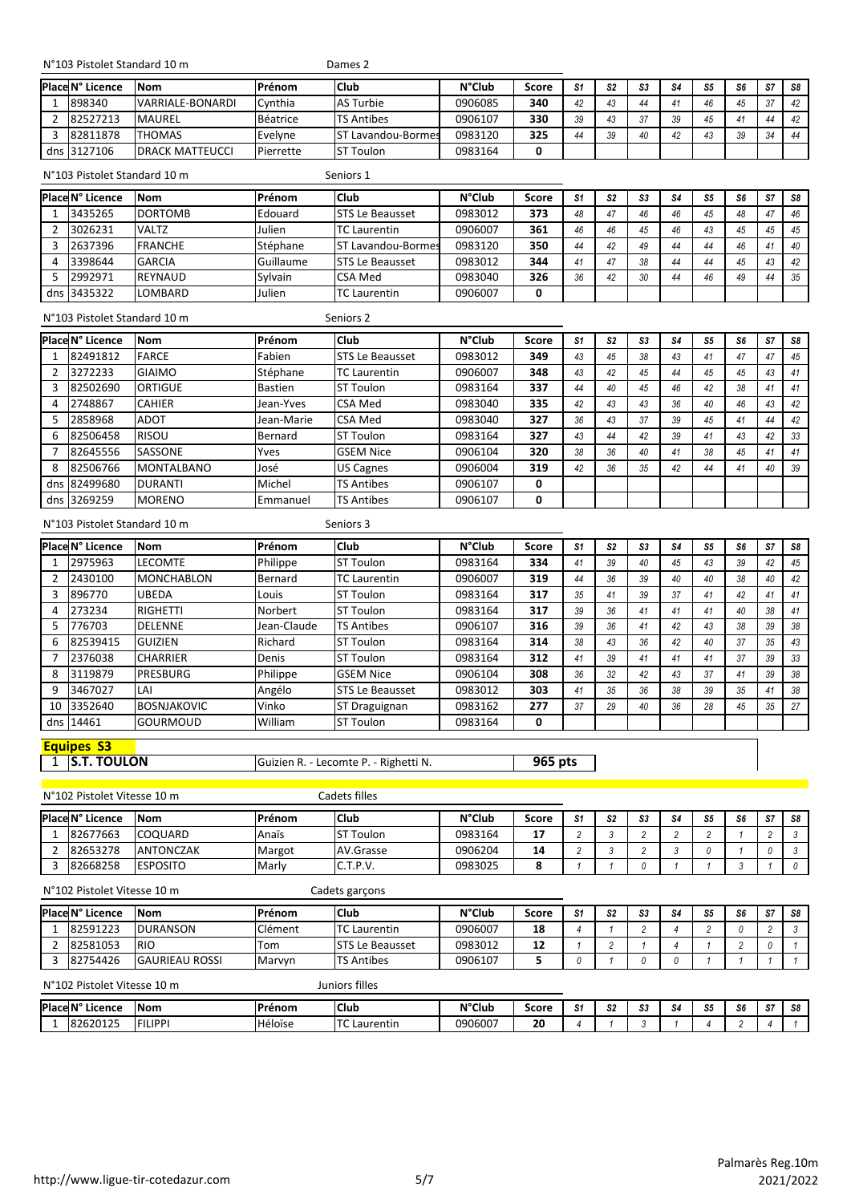N°103 Pistolet Standard 10 m — Dames 2

| Place | N° Licence | Nom | Prénom | Club | N°Club | Score | S1 | S2 | S3 | S4 | S5 | S6 | S7 | S8 |
|---|---|---|---|---|---|---|---|---|---|---|---|---|---|---|
| 1 | 898340 | VARRIALE-BONARDI | Cynthia | AS Turbie | 0906085 | **340** | 42 | 43 | 44 | 41 | 46 | 45 | 37 | 42 |
| 2 | 82527213 | MAUREL | Béatrice | TS Antibes | 0906107 | **330** | 39 | 43 | 37 | 39 | 45 | 41 | 44 | 42 |
| 3 | 82811878 | THOMAS | Evelyne | ST Lavandou-Bormes | 0983120 | **325** | 44 | 39 | 40 | 42 | 43 | 39 | 34 | 44 |
| dns | 3127106 | DRACK MATTEUCCI | Pierrette | ST Toulon | 0983164 | **0** | | | | | | | | |

N°103 Pistolet Standard 10 m — Seniors 1

| Place | N° Licence | Nom | Prénom | Club | N°Club | Score | S1 | S2 | S3 | S4 | S5 | S6 | S7 | S8 |
|---|---|---|---|---|---|---|---|---|---|---|---|---|---|---|
| 1 | 3435265 | DORTOMB | Edouard | STS Le Beausset | 0983012 | **373** | 48 | 47 | 46 | 46 | 45 | 48 | 47 | 46 |
| 2 | 3026231 | VALTZ | Julien | TC Laurentin | 0906007 | **361** | 46 | 46 | 45 | 46 | 43 | 45 | 45 | 45 |
| 3 | 2637396 | FRANCHE | Stéphane | ST Lavandou-Bormes | 0983120 | **350** | 44 | 42 | 49 | 44 | 44 | 46 | 41 | 40 |
| 4 | 3398644 | GARCIA | Guillaume | STS Le Beausset | 0983012 | **344** | 41 | 47 | 38 | 44 | 44 | 45 | 43 | 42 |
| 5 | 2992971 | REYNAUD | Sylvain | CSA Med | 0983040 | **326** | 36 | 42 | 30 | 44 | 46 | 49 | 44 | 35 |
| dns | 3435322 | LOMBARD | Julien | TC Laurentin | 0906007 | **0** | | | | | | | | |

N°103 Pistolet Standard 10 m — Seniors 2

| Place | N° Licence | Nom | Prénom | Club | N°Club | Score | S1 | S2 | S3 | S4 | S5 | S6 | S7 | S8 |
|---|---|---|---|---|---|---|---|---|---|---|---|---|---|---|
| 1 | 82491812 | FARCE | Fabien | STS Le Beausset | 0983012 | **349** | 43 | 45 | 38 | 43 | 41 | 47 | 47 | 45 |
| 2 | 3272233 | GIAIMO | Stéphane | TC Laurentin | 0906007 | **348** | 43 | 42 | 45 | 44 | 45 | 45 | 43 | 41 |
| 3 | 82502690 | ORTIGUE | Bastien | ST Toulon | 0983164 | **337** | 44 | 40 | 45 | 46 | 42 | 38 | 41 | 41 |
| 4 | 2748867 | CAHIER | Jean-Yves | CSA Med | 0983040 | **335** | 42 | 43 | 43 | 36 | 40 | 46 | 43 | 42 |
| 5 | 2858968 | ADOT | Jean-Marie | CSA Med | 0983040 | **327** | 36 | 43 | 37 | 39 | 45 | 41 | 44 | 42 |
| 6 | 82506458 | RISOU | Bernard | ST Toulon | 0983164 | **327** | 43 | 44 | 42 | 39 | 41 | 43 | 42 | 33 |
| 7 | 82645556 | SASSONE | Yves | GSEM Nice | 0906104 | **320** | 38 | 36 | 40 | 41 | 38 | 45 | 41 | 41 |
| 8 | 82506766 | MONTALBANO | José | US Cagnes | 0906004 | **319** | 42 | 36 | 35 | 42 | 44 | 41 | 40 | 39 |
| dns | 82499680 | DURANTI | Michel | TS Antibes | 0906107 | **0** | | | | | | | | |
| dns | 3269259 | MORENO | Emmanuel | TS Antibes | 0906107 | **0** | | | | | | | | |

N°103 Pistolet Standard 10 m — Seniors 3

| Place | N° Licence | Nom | Prénom | Club | N°Club | Score | S1 | S2 | S3 | S4 | S5 | S6 | S7 | S8 |
|---|---|---|---|---|---|---|---|---|---|---|---|---|---|---|
| 1 | 2975963 | LECOMTE | Philippe | ST Toulon | 0983164 | **334** | 41 | 39 | 40 | 45 | 43 | 39 | 42 | 45 |
| 2 | 2430100 | MONCHABLON | Bernard | TC Laurentin | 0906007 | **319** | 44 | 36 | 39 | 40 | 40 | 38 | 40 | 42 |
| 3 | 896770 | UBEDA | Louis | ST Toulon | 0983164 | **317** | 35 | 41 | 39 | 37 | 41 | 42 | 41 | 41 |
| 4 | 273234 | RIGHETTI | Norbert | ST Toulon | 0983164 | **317** | 39 | 36 | 41 | 41 | 41 | 40 | 38 | 41 |
| 5 | 776703 | DELENNE | Jean-Claude | TS Antibes | 0906107 | **316** | 39 | 36 | 41 | 42 | 43 | 38 | 39 | 38 |
| 6 | 82539415 | GUIZIEN | Richard | ST Toulon | 0983164 | **314** | 38 | 43 | 36 | 42 | 40 | 37 | 35 | 43 |
| 7 | 2376038 | CHARRIER | Denis | ST Toulon | 0983164 | **312** | 41 | 39 | 41 | 41 | 41 | 37 | 39 | 33 |
| 8 | 3119879 | PRESBURG | Philippe | GSEM Nice | 0906104 | **308** | 36 | 32 | 42 | 43 | 37 | 41 | 39 | 38 |
| 9 | 3467027 | LAI | Angélo | STS Le Beausset | 0983012 | **303** | 41 | 35 | 36 | 38 | 39 | 35 | 41 | 38 |
| 10 | 3352640 | BOSNJAKOVIC | Vinko | ST Draguignan | 0983162 | **277** | 37 | 29 | 40 | 36 | 28 | 45 | 35 | 27 |
| dns | 14461 | GOURMOUD | William | ST Toulon | 0983164 | **0** | | | | | | | | |

**Equipes S3**

| Place | Club | Tireurs | Score |
|---|---|---|---|
| 1 | **S.T. TOULON** | Guizien R. - Lecomte P. - Righetti N. | **965 pts** |

N°102 Pistolet Vitesse 10 m — Cadets filles

| Place | N° Licence | Nom | Prénom | Club | N°Club | Score | S1 | S2 | S3 | S4 | S5 | S6 | S7 | S8 |
|---|---|---|---|---|---|---|---|---|---|---|---|---|---|---|
| 1 | 82677663 | COQUARD | Anaïs | ST Toulon | 0983164 | **17** | 2 | 3 | 2 | 2 | 2 | 1 | 2 | 3 |
| 2 | 82653278 | ANTONCZAK | Margot | AV.Grasse | 0906204 | **14** | 2 | 3 | 2 | 3 | 0 | 1 | 0 | 3 |
| 3 | 82668258 | ESPOSITO | Marly | C.T.P.V. | 0983025 | **8** | 1 | 1 | 0 | 1 | 1 | 3 | 1 | 0 |

N°102 Pistolet Vitesse 10 m — Cadets garçons

| Place | N° Licence | Nom | Prénom | Club | N°Club | Score | S1 | S2 | S3 | S4 | S5 | S6 | S7 | S8 |
|---|---|---|---|---|---|---|---|---|---|---|---|---|---|---|
| 1 | 82591223 | DURANSON | Clément | TC Laurentin | 0906007 | **18** | 4 | 1 | 2 | 4 | 2 | 0 | 2 | 3 |
| 2 | 82581053 | RIO | Tom | STS Le Beausset | 0983012 | **12** | 1 | 2 | 1 | 4 | 1 | 2 | 0 | 1 |
| 3 | 82754426 | GAURIEAU ROSSI | Marvyn | TS Antibes | 0906107 | **5** | 0 | 1 | 0 | 0 | 1 | 1 | 1 | 1 |

N°102 Pistolet Vitesse 10 m — Juniors filles

| Place | N° Licence | Nom | Prénom | Club | N°Club | Score | S1 | S2 | S3 | S4 | S5 | S6 | S7 | S8 |
|---|---|---|---|---|---|---|---|---|---|---|---|---|---|---|
| 1 | 82620125 | FILIPPI | Héloïse | TC Laurentin | 0906007 | **20** | 4 | 1 | 3 | 1 | 4 | 2 | 4 | 1 |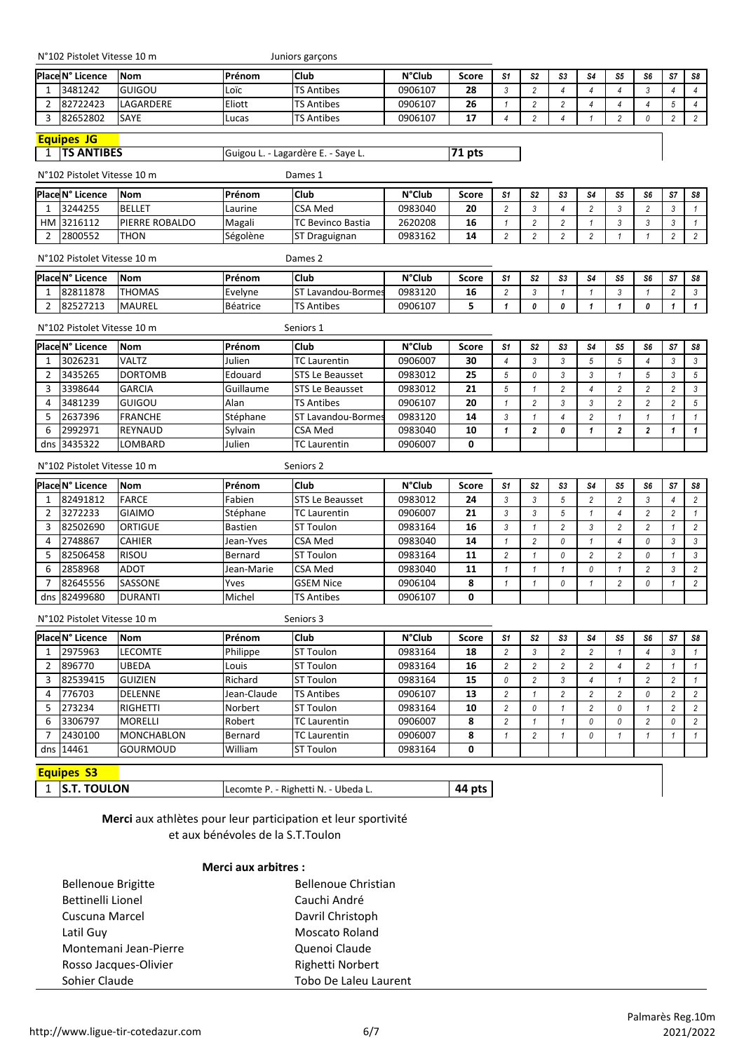N°102 Pistolet Vitesse 10 m — Juniors garçons

| Place | N° Licence | Nom | Prénom | Club | N°Club | Score | S1 | S2 | S3 | S4 | S5 | S6 | S7 | S8 |
|---|---|---|---|---|---|---|---|---|---|---|---|---|---|---|
| 1 | 3481242 | GUIGOU | Loïc | TS Antibes | 0906107 | **28** | 3 | 2 | 4 | 4 | 4 | 3 | 4 | 4 |
| 2 | 82722423 | LAGARDERE | Eliott | TS Antibes | 0906107 | **26** | 1 | 2 | 2 | 4 | 4 | 4 | 5 | 4 |
| 3 | 82652802 | SAYE | Lucas | TS Antibes | 0906107 | **17** | 4 | 2 | 4 | 1 | 2 | 0 | 2 | 2 |

**Equipes JG**

| 1 | **TS ANTIBES** | Guigou L. - Lagardère E. - Saye L. | **71 pts** |
|---|---|---|---|

N°102 Pistolet Vitesse 10 m — Dames 1

| Place | N° Licence | Nom | Prénom | Club | N°Club | Score | S1 | S2 | S3 | S4 | S5 | S6 | S7 | S8 |
|---|---|---|---|---|---|---|---|---|---|---|---|---|---|---|
| 1 | 3244255 | BELLET | Laurine | CSA Med | 0983040 | **20** | 2 | 3 | 4 | 2 | 3 | 2 | 3 | 1 |
| HM | 3216112 | PIERRE ROBALDO | Magali | TC Bevinco Bastia | 2620208 | **16** | 1 | 2 | 2 | 1 | 3 | 3 | 3 | 1 |
| 2 | 2800552 | THON | Ségolène | ST Draguignan | 0983162 | **14** | 2 | 2 | 2 | 2 | 1 | 1 | 2 | 2 |

N°102 Pistolet Vitesse 10 m — Dames 2

| Place | N° Licence | Nom | Prénom | Club | N°Club | Score | S1 | S2 | S3 | S4 | S5 | S6 | S7 | S8 |
|---|---|---|---|---|---|---|---|---|---|---|---|---|---|---|
| 1 | 82811878 | THOMAS | Evelyne | ST Lavandou-Bormes | 0983120 | **16** | 2 | 3 | 1 | 1 | 3 | 1 | 2 | 3 |
| 2 | 82527213 | MAUREL | Béatrice | TS Antibes | 0906107 | **5** | 1 | 0 | 0 | 1 | 1 | 0 | 1 | 1 |

N°102 Pistolet Vitesse 10 m — Seniors 1

| Place | N° Licence | Nom | Prénom | Club | N°Club | Score | S1 | S2 | S3 | S4 | S5 | S6 | S7 | S8 |
|---|---|---|---|---|---|---|---|---|---|---|---|---|---|---|
| 1 | 3026231 | VALTZ | Julien | TC Laurentin | 0906007 | **30** | 4 | 3 | 3 | 5 | 5 | 4 | 3 | 3 |
| 2 | 3435265 | DORTOMB | Edouard | STS Le Beausset | 0983012 | **25** | 5 | 0 | 3 | 3 | 1 | 5 | 3 | 5 |
| 3 | 3398644 | GARCIA | Guillaume | STS Le Beausset | 0983012 | **21** | 5 | 1 | 2 | 4 | 2 | 2 | 2 | 3 |
| 4 | 3481239 | GUIGOU | Alan | TS Antibes | 0906107 | **20** | 1 | 2 | 3 | 3 | 2 | 2 | 2 | 5 |
| 5 | 2637396 | FRANCHE | Stéphane | ST Lavandou-Bormes | 0983120 | **14** | 3 | 1 | 4 | 2 | 1 | 1 | 1 | 1 |
| 6 | 2992971 | REYNAUD | Sylvain | CSA Med | 0983040 | **10** | 1 | 2 | 0 | 1 | 2 | 2 | 1 | 1 |
| dns | 3435322 | LOMBARD | Julien | TC Laurentin | 0906007 | **0** | | | | | | | | |

N°102 Pistolet Vitesse 10 m — Seniors 2

| Place | N° Licence | Nom | Prénom | Club | N°Club | Score | S1 | S2 | S3 | S4 | S5 | S6 | S7 | S8 |
|---|---|---|---|---|---|---|---|---|---|---|---|---|---|---|
| 1 | 82491812 | FARCE | Fabien | STS Le Beausset | 0983012 | **24** | 3 | 3 | 5 | 2 | 2 | 3 | 4 | 2 |
| 2 | 3272233 | GIAIMO | Stéphane | TC Laurentin | 0906007 | **21** | 3 | 3 | 5 | 1 | 4 | 2 | 2 | 1 |
| 3 | 82502690 | ORTIGUE | Bastien | ST Toulon | 0983164 | **16** | 3 | 1 | 2 | 3 | 2 | 2 | 1 | 2 |
| 4 | 2748867 | CAHIER | Jean-Yves | CSA Med | 0983040 | **14** | 1 | 2 | 0 | 1 | 4 | 0 | 3 | 3 |
| 5 | 82506458 | RISOU | Bernard | ST Toulon | 0983164 | **11** | 2 | 1 | 0 | 2 | 2 | 0 | 1 | 3 |
| 6 | 2858968 | ADOT | Jean-Marie | CSA Med | 0983040 | **11** | 1 | 1 | 1 | 0 | 1 | 2 | 3 | 2 |
| 7 | 82645556 | SASSONE | Yves | GSEM Nice | 0906104 | **8** | 1 | 1 | 0 | 1 | 2 | 0 | 1 | 2 |
| dns | 82499680 | DURANTI | Michel | TS Antibes | 0906107 | **0** | | | | | | | | |

N°102 Pistolet Vitesse 10 m — Seniors 3

| Place | N° Licence | Nom | Prénom | Club | N°Club | Score | S1 | S2 | S3 | S4 | S5 | S6 | S7 | S8 |
|---|---|---|---|---|---|---|---|---|---|---|---|---|---|---|
| 1 | 2975963 | LECOMTE | Philippe | ST Toulon | 0983164 | **18** | 2 | 3 | 2 | 2 | 1 | 4 | 3 | 1 |
| 2 | 896770 | UBEDA | Louis | ST Toulon | 0983164 | **16** | 2 | 2 | 2 | 2 | 4 | 2 | 1 | 1 |
| 3 | 82539415 | GUIZIEN | Richard | ST Toulon | 0983164 | **15** | 0 | 2 | 3 | 4 | 1 | 2 | 2 | 1 |
| 4 | 776703 | DELENNE | Jean-Claude | TS Antibes | 0906107 | **13** | 2 | 1 | 2 | 2 | 2 | 0 | 2 | 2 |
| 5 | 273234 | RIGHETTI | Norbert | ST Toulon | 0983164 | **10** | 2 | 0 | 1 | 2 | 0 | 1 | 2 | 2 |
| 6 | 3306797 | MORELLI | Robert | TC Laurentin | 0906007 | **8** | 2 | 1 | 1 | 0 | 0 | 2 | 0 | 2 |
| 7 | 2430100 | MONCHABLON | Bernard | TC Laurentin | 0906007 | **8** | 1 | 2 | 1 | 0 | 1 | 1 | 1 | 1 |
| dns | 14461 | GOURMOUD | William | ST Toulon | 0983164 | **0** | | | | | | | | |

**Equipes S3**

| 1 | **S.T. TOULON** | Lecomte P. - Righetti N. - Ubeda L. | **44 pts** |
|---|---|---|---|

**Merci** aux athlètes pour leur participation et leur sportivité
et aux bénévoles de la S.T.Toulon

**Merci aux arbitres :**

| | |
|---|---|
| Bellenoue Brigitte | Bellenoue Christian |
| Bettinelli Lionel | Cauchi André |
| Cuscuna Marcel | Davril Christoph |
| Latil Guy | Moscato Roland |
| Montemani Jean-Pierre | Quenoi Claude |
| Rosso Jacques-Olivier | Righetti Norbert |
| Sohier Claude | Tobo De Laleu Laurent |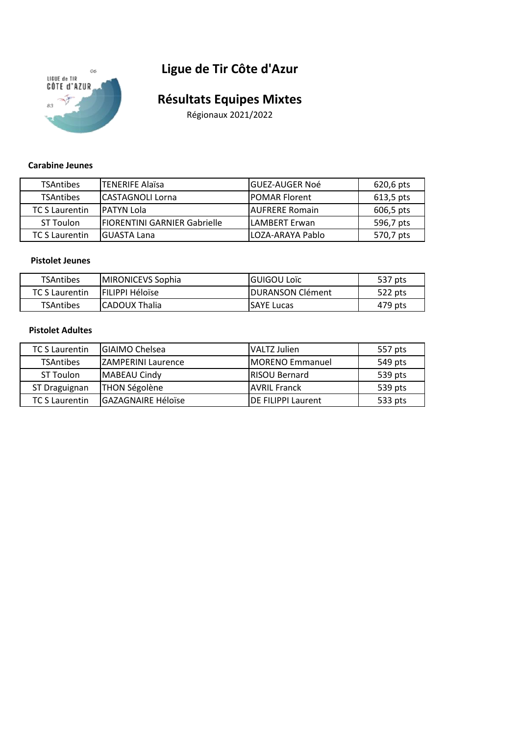# Ligue de Tir Côte d'Azur

## Résultats Equipes Mixtes

Régionaux 2021/2022

**Carabine Jeunes**

| | | | |
|---|---|---|---|
| TSAntibes | TENERIFE Alaïsa | GUEZ-AUGER Noé | 620,6 pts |
| TSAntibes | CASTAGNOLI Lorna | POMAR Florent | 613,5 pts |
| TC S Laurentin | PATYN Lola | AUFRERE Romain | 606,5 pts |
| ST Toulon | FIORENTINI GARNIER Gabrielle | LAMBERT Erwan | 596,7 pts |
| TC S Laurentin | GUASTA Lana | LOZA-ARAYA Pablo | 570,7 pts |

**Pistolet Jeunes**

| | | | |
|---|---|---|---|
| TSAntibes | MIRONICEVS Sophia | GUIGOU Loïc | 537 pts |
| TC S Laurentin | FILIPPI Héloïse | DURANSON Clément | 522 pts |
| TSAntibes | CADOUX Thalia | SAYE Lucas | 479 pts |

**Pistolet Adultes**

| | | | |
|---|---|---|---|
| TC S Laurentin | GIAIMO Chelsea | VALTZ Julien | 557 pts |
| TSAntibes | ZAMPERINI Laurence | MORENO Emmanuel | 549 pts |
| ST Toulon | MABEAU Cindy | RISOU Bernard | 539 pts |
| ST Draguignan | THON Ségolène | AVRIL Franck | 539 pts |
| TC S Laurentin | GAZAGNAIRE Héloïse | DE FILIPPI Laurent | 533 pts |